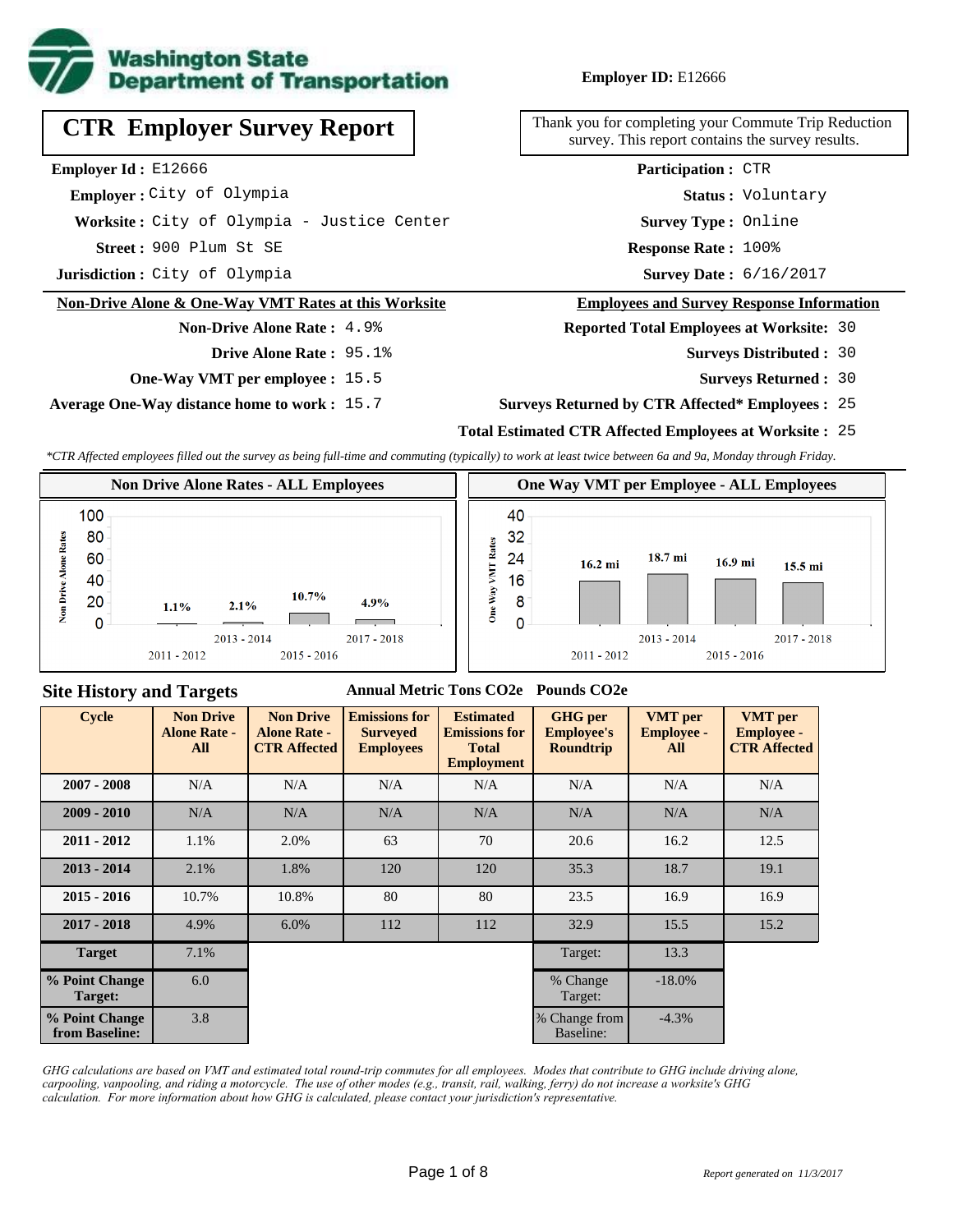**Washington State Department of Transportation**

**Employer ID:** E12666

# CTR Employer Survey Report

Thank you for completing your Commute Trip Reduction survey. This report contains the survey results.

**Employer Id :** E12666
**Employer :** City of Olympia
**Worksite :** City of Olympia - Justice Center
**Street :** 900 Plum St SE
**Jurisdiction :** City of Olympia

**Participation :** CTR
**Status :** Voluntary
**Survey Type :** Online
**Response Rate :** 100%
**Survey Date :** 6/16/2017

## Non-Drive Alone & One-Way VMT Rates at this Worksite

**Non-Drive Alone Rate :** 4.9%
**Drive Alone Rate :** 95.1%
**One-Way VMT per employee :** 15.5
**Average One-Way distance home to work :** 15.7

## Employees and Survey Response Information

**Reported Total Employees at Worksite:** 30
**Surveys Distributed :** 30
**Surveys Returned :** 30
**Surveys Returned by CTR Affected* Employees :** 25
**Total Estimated CTR Affected Employees at Worksite :** 25

*\*CTR Affected employees filled out the survey as being full-time and commuting (typically) to work at least twice between 6a and 9a, Monday through Friday.*

**Non Drive Alone Rates - ALL Employees**

| Cycle | Non Drive Alone Rate |
|---|---|
| 2011 - 2012 | 1.1% |
| 2013 - 2014 | 2.1% |
| 2015 - 2016 | 10.7% |
| 2017 - 2018 | 4.9% |

**One Way VMT per Employee - ALL Employees**

| Cycle | One Way VMT |
|---|---|
| 2011 - 2012 | 16.2 mi |
| 2013 - 2014 | 18.7 mi |
| 2015 - 2016 | 16.9 mi |
| 2017 - 2018 | 15.5 mi |

## Site History and Targets

Annual Metric Tons CO2e — Pounds CO2e

| Cycle | Non Drive Alone Rate - All | Non Drive Alone Rate - CTR Affected | Emissions for Surveyed Employees | Estimated Emissions for Total Employment | GHG per Employee's Roundtrip | VMT per Employee - All | VMT per Employee - CTR Affected |
|---|---|---|---|---|---|---|---|
| 2007 - 2008 | N/A | N/A | N/A | N/A | N/A | N/A | N/A |
| 2009 - 2010 | N/A | N/A | N/A | N/A | N/A | N/A | N/A |
| 2011 - 2012 | 1.1% | 2.0% | 63 | 70 | 20.6 | 16.2 | 12.5 |
| 2013 - 2014 | 2.1% | 1.8% | 120 | 120 | 35.3 | 18.7 | 19.1 |
| 2015 - 2016 | 10.7% | 10.8% | 80 | 80 | 23.5 | 16.9 | 16.9 |
| 2017 - 2018 | 4.9% | 6.0% | 112 | 112 | 32.9 | 15.5 | 15.2 |
| Target | 7.1% | | | | Target: | 13.3 | |
| % Point Change Target: | 6.0 | | | | % Change Target: | -18.0% | |
| % Point Change from Baseline: | 3.8 | | | | % Change from Baseline: | -4.3% | |

*GHG calculations are based on VMT and estimated total round-trip commutes for all employees. Modes that contribute to GHG include driving alone, carpooling, vanpooling, and riding a motorcycle. The use of other modes (e.g., transit, rail, walking, ferry) do not increase a worksite's GHG calculation. For more information about how GHG is calculated, please contact your jurisdiction's representative.*

*Report generated on 11/3/2017*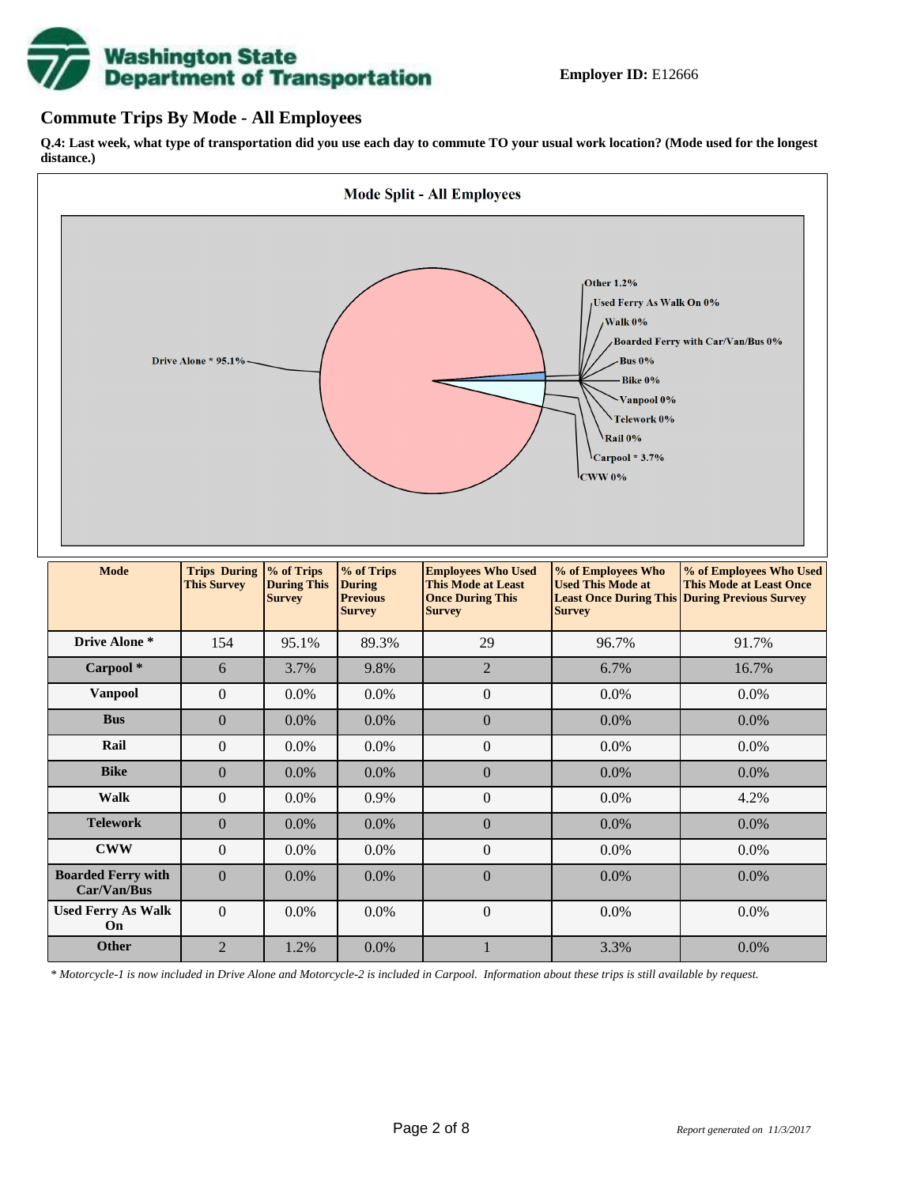Employer ID: E12666

## Commute Trips By Mode - All Employees

**Q.4: Last week, what type of transportation did you use each day to commute TO your usual work location? (Mode used for the longest distance.)**

**Mode Split - All Employees**

Drive Alone * 95.1%
Other 1.2%
Used Ferry As Walk On 0%
Walk 0%
Boarded Ferry with Car/Van/Bus 0%
Bus 0%
Bike 0%
Vanpool 0%
Telework 0%
Rail 0%
Carpool * 3.7%
CWW 0%

| Mode | Trips During This Survey | % of Trips During This Survey | % of Trips During Previous Survey | Employees Who Used This Mode at Least Once During This Survey | % of Employees Who Used This Mode at Least Once During This Survey | % of Employees Who Used This Mode at Least Once During Previous Survey |
|---|---|---|---|---|---|---|
| Drive Alone * | 154 | 95.1% | 89.3% | 29 | 96.7% | 91.7% |
| Carpool * | 6 | 3.7% | 9.8% | 2 | 6.7% | 16.7% |
| Vanpool | 0 | 0.0% | 0.0% | 0 | 0.0% | 0.0% |
| Bus | 0 | 0.0% | 0.0% | 0 | 0.0% | 0.0% |
| Rail | 0 | 0.0% | 0.0% | 0 | 0.0% | 0.0% |
| Bike | 0 | 0.0% | 0.0% | 0 | 0.0% | 0.0% |
| Walk | 0 | 0.0% | 0.9% | 0 | 0.0% | 4.2% |
| Telework | 0 | 0.0% | 0.0% | 0 | 0.0% | 0.0% |
| CWW | 0 | 0.0% | 0.0% | 0 | 0.0% | 0.0% |
| Boarded Ferry with Car/Van/Bus | 0 | 0.0% | 0.0% | 0 | 0.0% | 0.0% |
| Used Ferry As Walk On | 0 | 0.0% | 0.0% | 0 | 0.0% | 0.0% |
| Other | 2 | 1.2% | 0.0% | 1 | 3.3% | 0.0% |

*\* Motorcycle-1 is now included in Drive Alone and Motorcycle-2 is included in Carpool. Information about these trips is still available by request.*

*Report generated on 11/3/2017*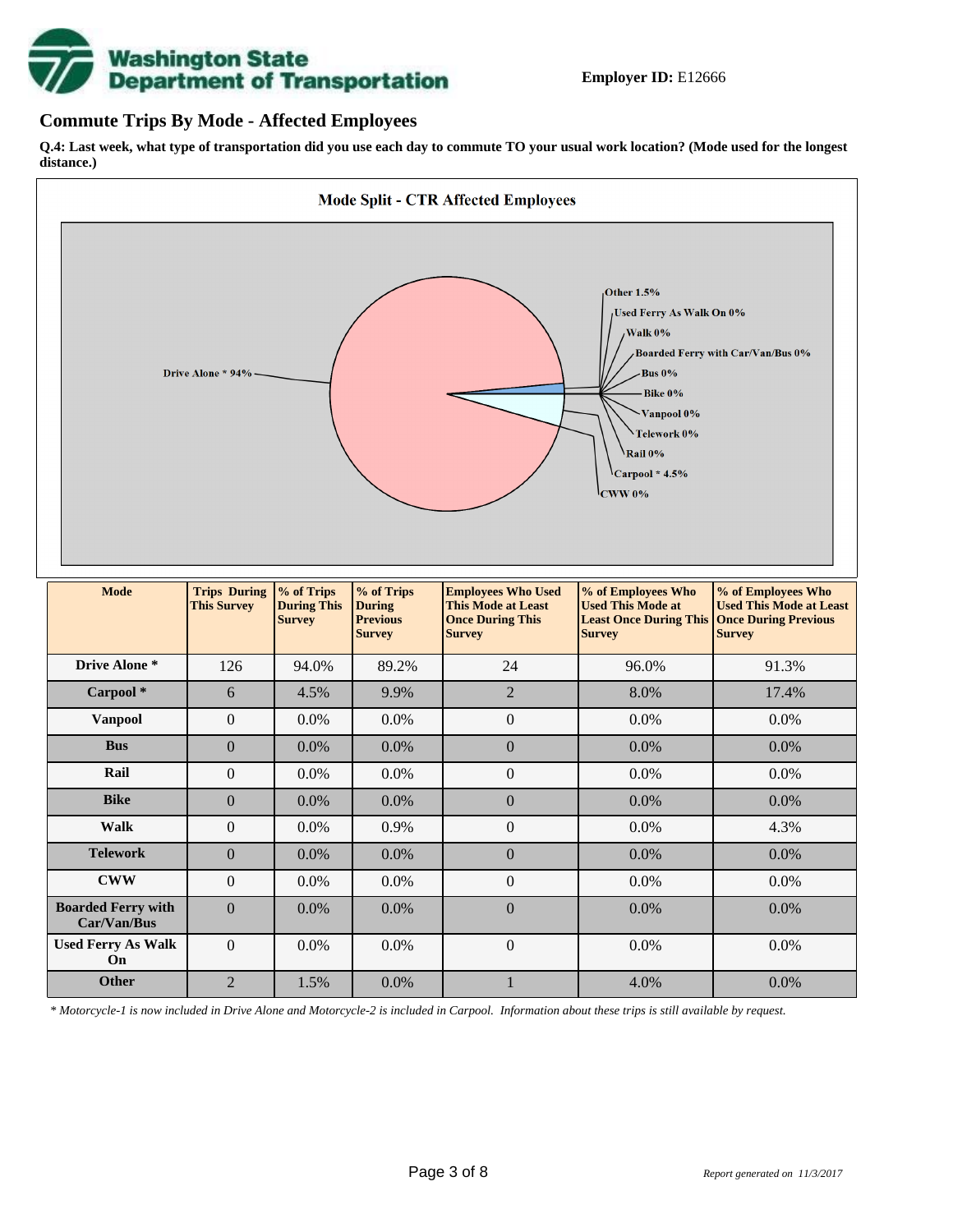**Employer ID:** E12666

## Commute Trips By Mode - Affected Employees

**Q.4: Last week, what type of transportation did you use each day to commute TO your usual work location? (Mode used for the longest distance.)**

**Mode Split - CTR Affected Employees**

Drive Alone * 94%
Other 1.5%
Used Ferry As Walk On 0%
Walk 0%
Boarded Ferry with Car/Van/Bus 0%
Bus 0%
Bike 0%
Vanpool 0%
Telework 0%
Rail 0%
Carpool * 4.5%
CWW 0%

| Mode | Trips During This Survey | % of Trips During This Survey | % of Trips During Previous Survey | Employees Who Used This Mode at Least Once During This Survey | % of Employees Who Used This Mode at Least Once During This Survey | % of Employees Who Used This Mode at Least Once During Previous Survey |
|---|---|---|---|---|---|---|
| **Drive Alone *** | 126 | 94.0% | 89.2% | 24 | 96.0% | 91.3% |
| **Carpool *** | 6 | 4.5% | 9.9% | 2 | 8.0% | 17.4% |
| **Vanpool** | 0 | 0.0% | 0.0% | 0 | 0.0% | 0.0% |
| **Bus** | 0 | 0.0% | 0.0% | 0 | 0.0% | 0.0% |
| **Rail** | 0 | 0.0% | 0.0% | 0 | 0.0% | 0.0% |
| **Bike** | 0 | 0.0% | 0.0% | 0 | 0.0% | 0.0% |
| **Walk** | 0 | 0.0% | 0.9% | 0 | 0.0% | 4.3% |
| **Telework** | 0 | 0.0% | 0.0% | 0 | 0.0% | 0.0% |
| **CWW** | 0 | 0.0% | 0.0% | 0 | 0.0% | 0.0% |
| **Boarded Ferry with Car/Van/Bus** | 0 | 0.0% | 0.0% | 0 | 0.0% | 0.0% |
| **Used Ferry As Walk On** | 0 | 0.0% | 0.0% | 0 | 0.0% | 0.0% |
| **Other** | 2 | 1.5% | 0.0% | 1 | 4.0% | 0.0% |

*\* Motorcycle-1 is now included in Drive Alone and Motorcycle-2 is included in Carpool. Information about these trips is still available by request.*

*Report generated on 11/3/2017*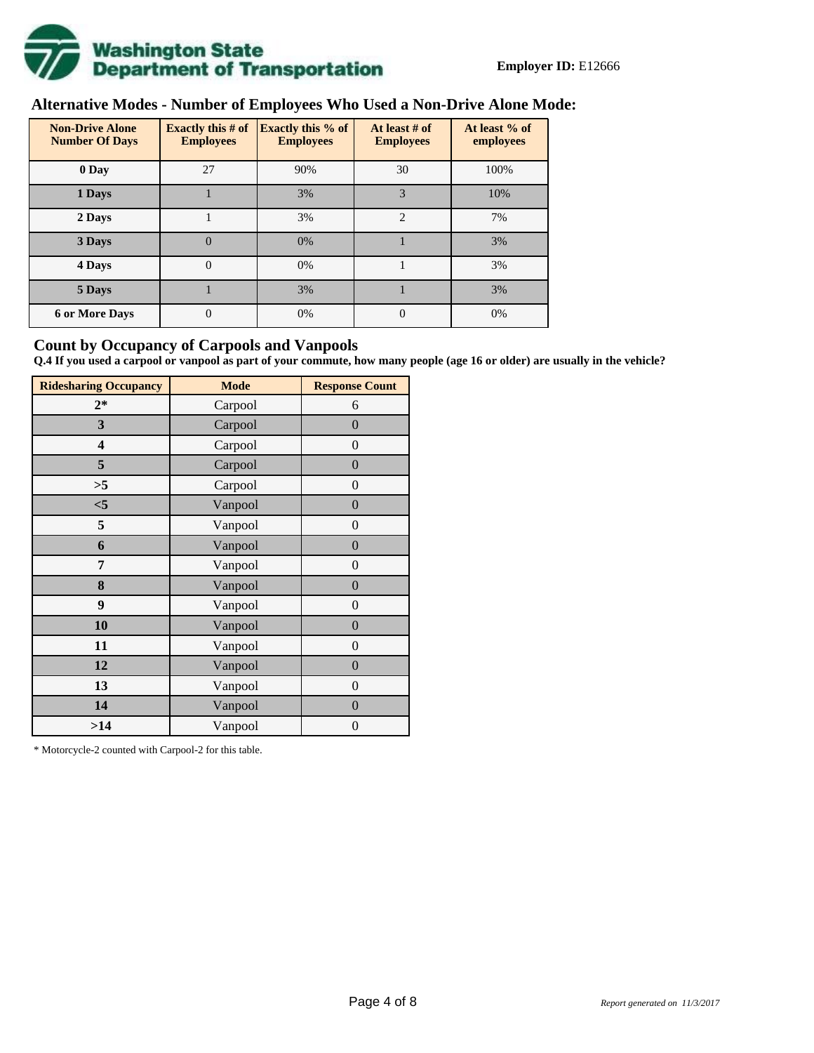**Employer ID:** E12666

## Alternative Modes - Number of Employees Who Used a Non-Drive Alone Mode:

| Non-Drive Alone Number Of Days | Exactly this # of Employees | Exactly this % of Employees | At least # of Employees | At least % of employees |
|---|---|---|---|---|
| **0 Day** | 27 | 90% | 30 | 100% |
| **1 Days** | 1 | 3% | 3 | 10% |
| **2 Days** | 1 | 3% | 2 | 7% |
| **3 Days** | 0 | 0% | 1 | 3% |
| **4 Days** | 0 | 0% | 1 | 3% |
| **5 Days** | 1 | 3% | 1 | 3% |
| **6 or More Days** | 0 | 0% | 0 | 0% |

## Count by Occupancy of Carpools and Vanpools

**Q.4 If you used a carpool or vanpool as part of your commute, how many people (age 16 or older) are usually in the vehicle?**

| Ridesharing Occupancy | Mode | Response Count |
|---|---|---|
| **2*** | Carpool | 6 |
| **3** | Carpool | 0 |
| **4** | Carpool | 0 |
| **5** | Carpool | 0 |
| **>5** | Carpool | 0 |
| **<5** | Vanpool | 0 |
| **5** | Vanpool | 0 |
| **6** | Vanpool | 0 |
| **7** | Vanpool | 0 |
| **8** | Vanpool | 0 |
| **9** | Vanpool | 0 |
| **10** | Vanpool | 0 |
| **11** | Vanpool | 0 |
| **12** | Vanpool | 0 |
| **13** | Vanpool | 0 |
| **14** | Vanpool | 0 |
| **>14** | Vanpool | 0 |

* Motorcycle-2 counted with Carpool-2 for this table.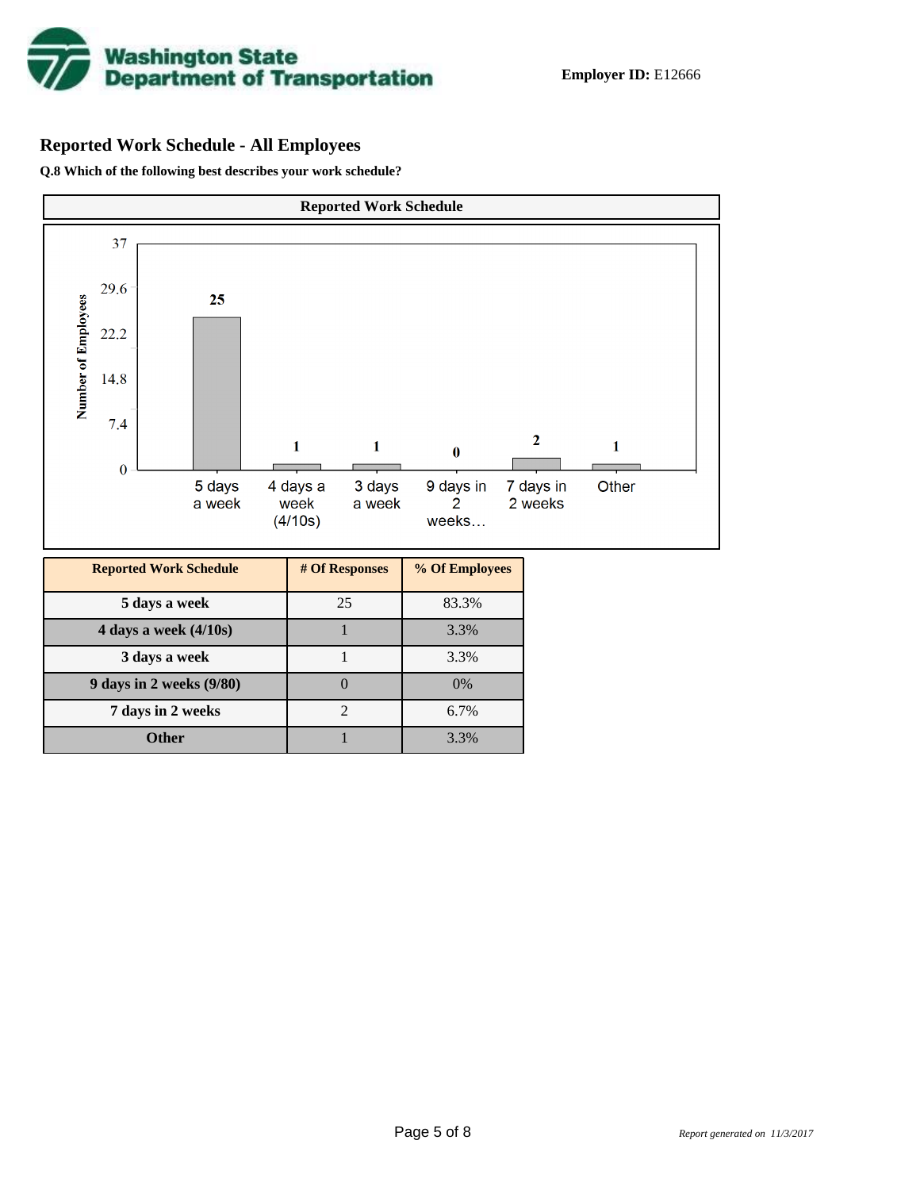**Employer ID:** E12666

## Reported Work Schedule - All Employees

**Q.8 Which of the following best describes your work schedule?**

| Reported Work Schedule | # Of Responses | % Of Employees |
|---|---|---|
| 5 days a week | 25 | 83.3% |
| 4 days a week (4/10s) | 1 | 3.3% |
| 3 days a week | 1 | 3.3% |
| 9 days in 2 weeks (9/80) | 0 | 0% |
| 7 days in 2 weeks | 2 | 6.7% |
| Other | 1 | 3.3% |

*Report generated on 11/3/2017*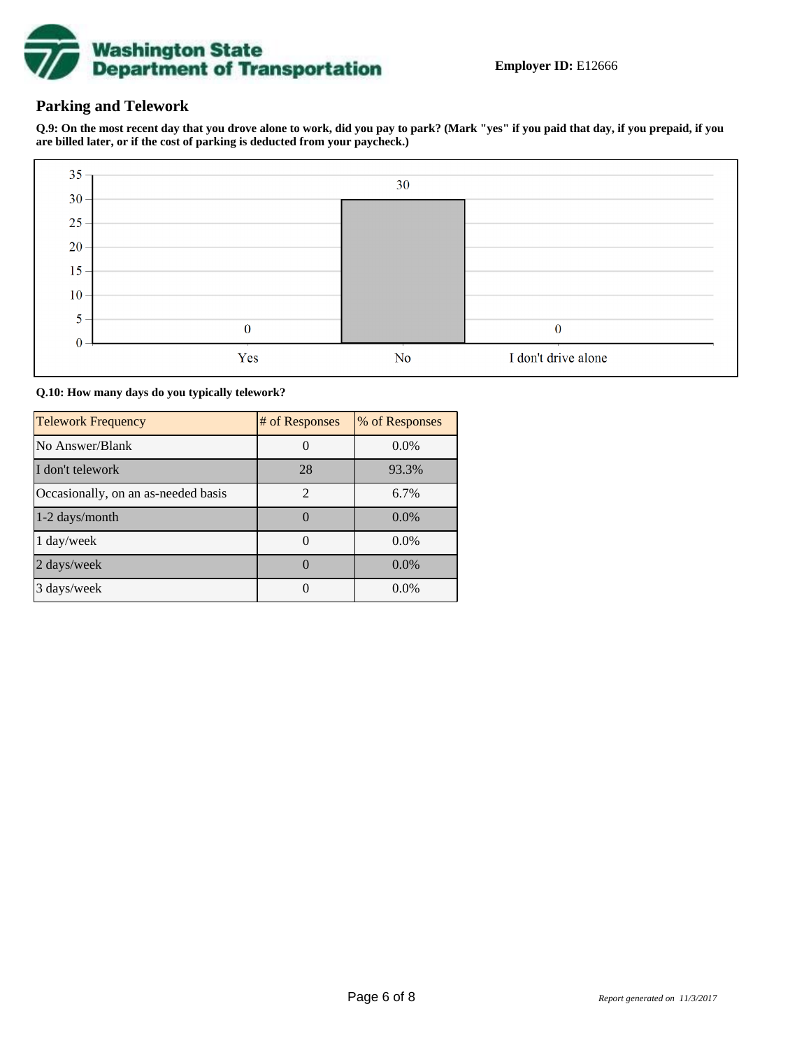**Employer ID:** E12666

## Parking and Telework

**Q.9: On the most recent day that you drove alone to work, did you pay to park? (Mark "yes" if you paid that day, if you prepaid, if you are billed later, or if the cost of parking is deducted from your paycheck.)**

| Response | Count |
|---|---|
| Yes | 0 |
| No | 30 |
| I don't drive alone | 0 |

**Q.10: How many days do you typically telework?**

| Telework Frequency | # of Responses | % of Responses |
|---|---|---|
| No Answer/Blank | 0 | 0.0% |
| I don't telework | 28 | 93.3% |
| Occasionally, on an as-needed basis | 2 | 6.7% |
| 1-2 days/month | 0 | 0.0% |
| 1 day/week | 0 | 0.0% |
| 2 days/week | 0 | 0.0% |
| 3 days/week | 0 | 0.0% |

*Report generated on 11/3/2017*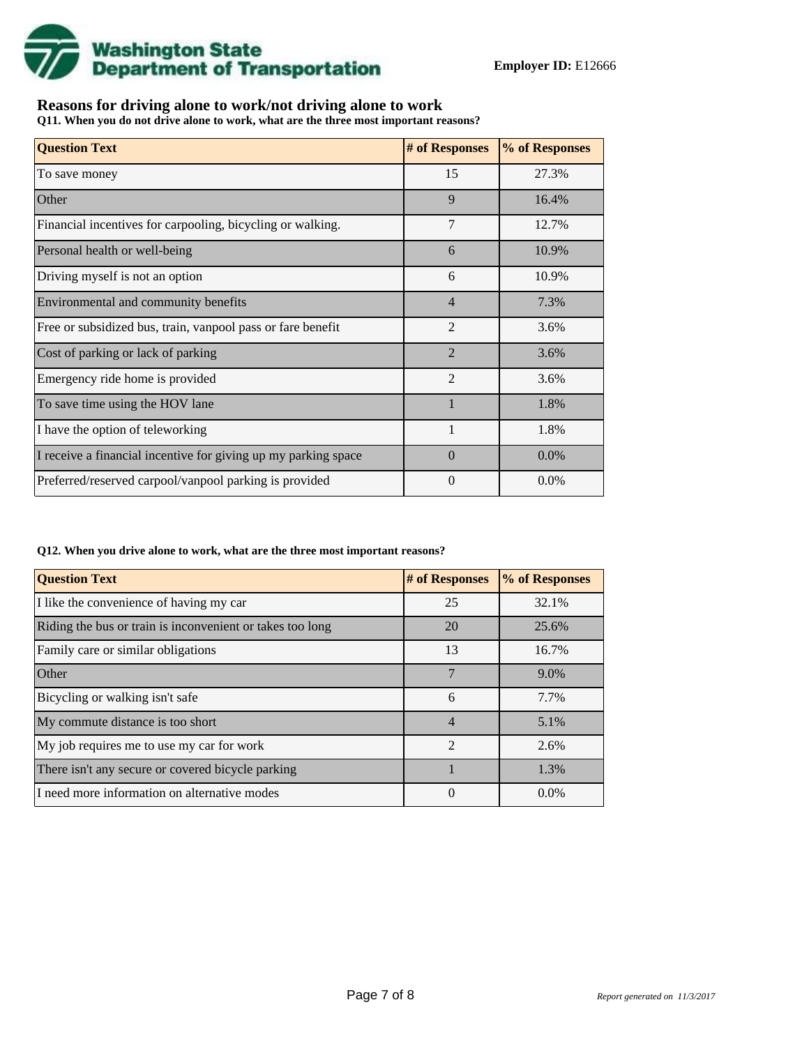**Employer ID:** E12666

## Reasons for driving alone to work/not driving alone to work

**Q11. When you do not drive alone to work, what are the three most important reasons?**

| Question Text | # of Responses | % of Responses |
|---|---|---|
| To save money | 15 | 27.3% |
| Other | 9 | 16.4% |
| Financial incentives for carpooling, bicycling or walking. | 7 | 12.7% |
| Personal health or well-being | 6 | 10.9% |
| Driving myself is not an option | 6 | 10.9% |
| Environmental and community benefits | 4 | 7.3% |
| Free or subsidized bus, train, vanpool pass or fare benefit | 2 | 3.6% |
| Cost of parking or lack of parking | 2 | 3.6% |
| Emergency ride home is provided | 2 | 3.6% |
| To save time using the HOV lane | 1 | 1.8% |
| I have the option of teleworking | 1 | 1.8% |
| I receive a financial incentive for giving up my parking space | 0 | 0.0% |
| Preferred/reserved carpool/vanpool parking is provided | 0 | 0.0% |

**Q12. When you drive alone to work, what are the three most important reasons?**

| Question Text | # of Responses | % of Responses |
|---|---|---|
| I like the convenience of having my car | 25 | 32.1% |
| Riding the bus or train is inconvenient or takes too long | 20 | 25.6% |
| Family care or similar obligations | 13 | 16.7% |
| Other | 7 | 9.0% |
| Bicycling or walking isn't safe | 6 | 7.7% |
| My commute distance is too short | 4 | 5.1% |
| My job requires me to use my car for work | 2 | 2.6% |
| There isn't any secure or covered bicycle parking | 1 | 1.3% |
| I need more information on alternative modes | 0 | 0.0% |

*Report generated on 11/3/2017*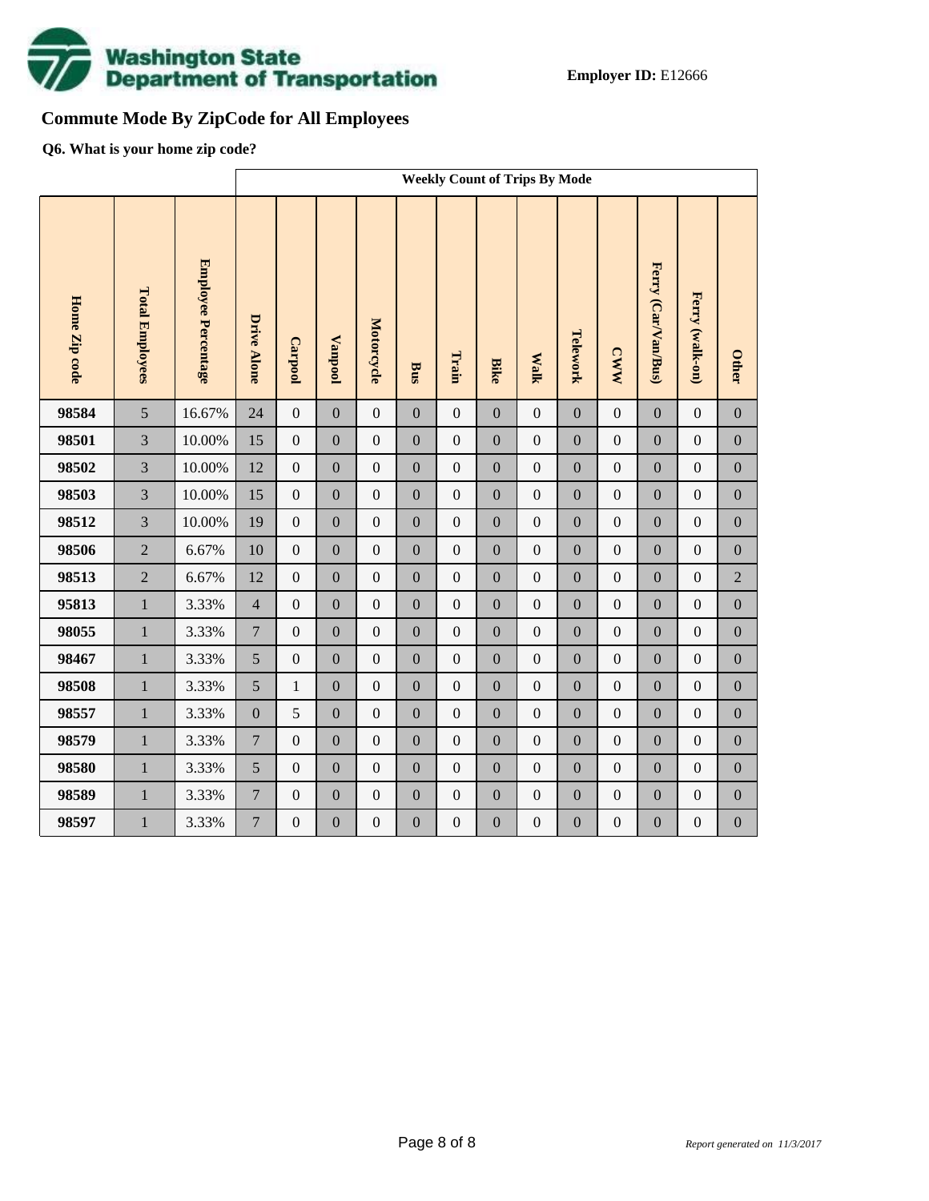**Employer ID:** E12666

## Commute Mode By ZipCode for All Employees

**Q6. What is your home zip code?**

| | | | Weekly Count of Trips By Mode | | | | | | | | | | | | | |
|---|---|---|---|---|---|---|---|---|---|---|---|---|---|---|---|---|
| **Home Zip code** | **Total Employees** | **Employee Percentage** | **Drive Alone** | **Carpool** | **Vanpool** | **Motorcycle** | **Bus** | **Train** | **Bike** | **Walk** | **Telework** | **CWW** | **Ferry (Car/Van/Bus)** | **Ferry (walk-on)** | **Other** |
| **98584** | 5 | 16.67% | 24 | 0 | 0 | 0 | 0 | 0 | 0 | 0 | 0 | 0 | 0 | 0 | 0 |
| **98501** | 3 | 10.00% | 15 | 0 | 0 | 0 | 0 | 0 | 0 | 0 | 0 | 0 | 0 | 0 | 0 |
| **98502** | 3 | 10.00% | 12 | 0 | 0 | 0 | 0 | 0 | 0 | 0 | 0 | 0 | 0 | 0 | 0 |
| **98503** | 3 | 10.00% | 15 | 0 | 0 | 0 | 0 | 0 | 0 | 0 | 0 | 0 | 0 | 0 | 0 |
| **98512** | 3 | 10.00% | 19 | 0 | 0 | 0 | 0 | 0 | 0 | 0 | 0 | 0 | 0 | 0 | 0 |
| **98506** | 2 | 6.67% | 10 | 0 | 0 | 0 | 0 | 0 | 0 | 0 | 0 | 0 | 0 | 0 | 0 |
| **98513** | 2 | 6.67% | 12 | 0 | 0 | 0 | 0 | 0 | 0 | 0 | 0 | 0 | 0 | 0 | 2 |
| **95813** | 1 | 3.33% | 4 | 0 | 0 | 0 | 0 | 0 | 0 | 0 | 0 | 0 | 0 | 0 | 0 |
| **98055** | 1 | 3.33% | 7 | 0 | 0 | 0 | 0 | 0 | 0 | 0 | 0 | 0 | 0 | 0 | 0 |
| **98467** | 1 | 3.33% | 5 | 0 | 0 | 0 | 0 | 0 | 0 | 0 | 0 | 0 | 0 | 0 | 0 |
| **98508** | 1 | 3.33% | 5 | 1 | 0 | 0 | 0 | 0 | 0 | 0 | 0 | 0 | 0 | 0 | 0 |
| **98557** | 1 | 3.33% | 0 | 5 | 0 | 0 | 0 | 0 | 0 | 0 | 0 | 0 | 0 | 0 | 0 |
| **98579** | 1 | 3.33% | 7 | 0 | 0 | 0 | 0 | 0 | 0 | 0 | 0 | 0 | 0 | 0 | 0 |
| **98580** | 1 | 3.33% | 5 | 0 | 0 | 0 | 0 | 0 | 0 | 0 | 0 | 0 | 0 | 0 | 0 |
| **98589** | 1 | 3.33% | 7 | 0 | 0 | 0 | 0 | 0 | 0 | 0 | 0 | 0 | 0 | 0 | 0 |
| **98597** | 1 | 3.33% | 7 | 0 | 0 | 0 | 0 | 0 | 0 | 0 | 0 | 0 | 0 | 0 | 0 |

*Report generated on 11/3/2017*